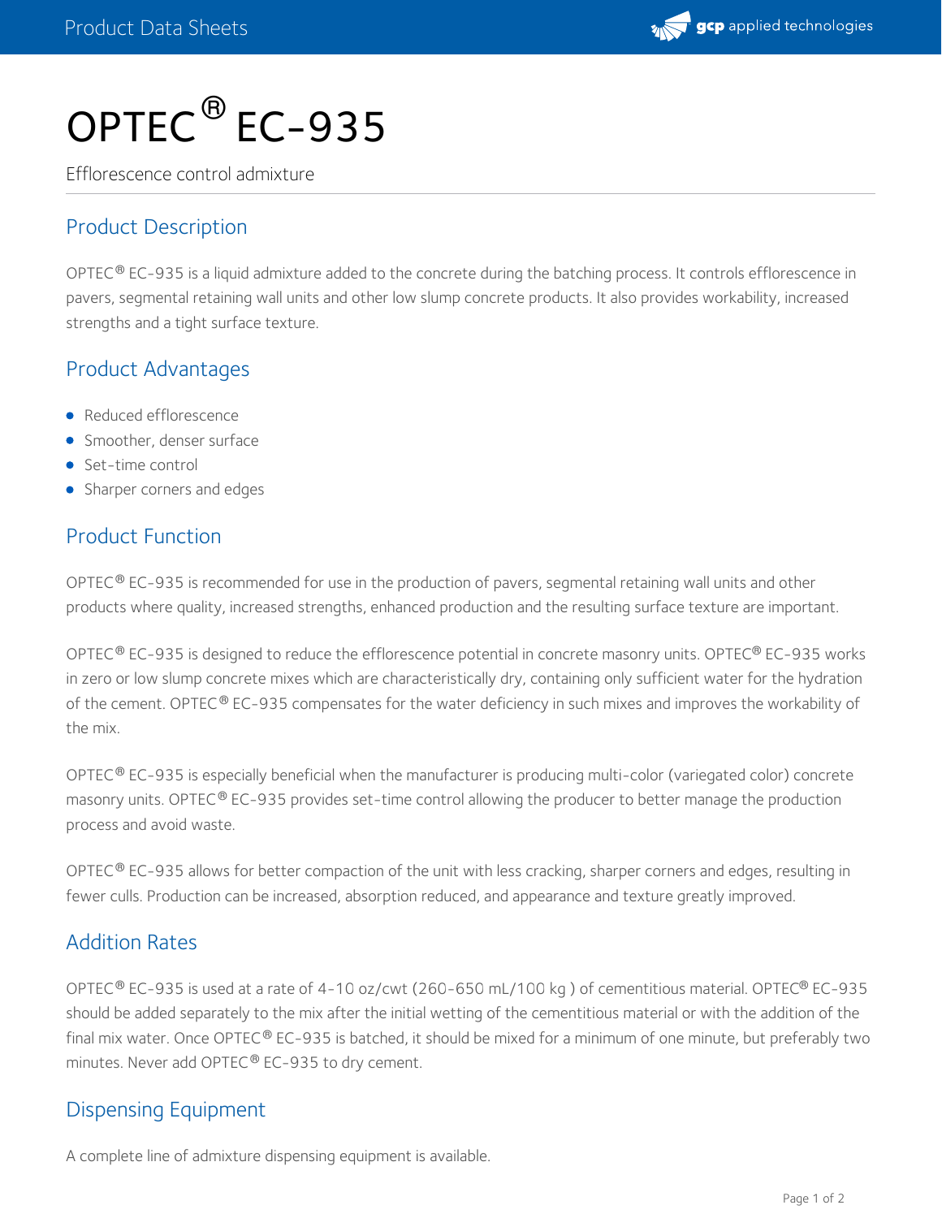# OPTEC® EC-935

Efflorescence control admixture

## Product Description

OPTEC® EC-935 is a liquid admixture added to the concrete during the batching process. It controls efflorescence in pavers, segmental retaining wall units and other low slump concrete products. It also provides workability, increased strengths and a tight surface texture.

## Product Advantages

- Reduced efflorescence
- Smoother, denser surface
- Set-time control
- Sharper corners and edges

## Product Function

OPTEC® EC-935 is recommended for use in the production of pavers, segmental retaining wall units and other products where quality, increased strengths, enhanced production and the resulting surface texture are important.

OPTEC® EC-935 is designed to reduce the efflorescence potential in concrete masonry units. OPTEC® EC-935 works in zero or low slump concrete mixes which are characteristically dry, containing only sufficient water for the hydration of the cement. OPTEC® EC-935 compensates for the water deficiency in such mixes and improves the workability of the mix.

OPTEC® EC-935 is especially beneficial when the manufacturer is producing multi-color (variegated color) concrete masonry units. OPTEC® EC-935 provides set-time control allowing the producer to better manage the production process and avoid waste.

OPTEC® EC-935 allows for better compaction of the unit with less cracking, sharper corners and edges, resulting in fewer culls. Production can be increased, absorption reduced, and appearance and texture greatly improved.

## Addition Rates

OPTEC® EC-935 is used at a rate of 4-10 oz/cwt (260-650 mL/100 kg ) of cementitious material. OPTEC® EC-935 should be added separately to the mix after the initial wetting of the cementitious material or with the addition of the final mix water. Once OPTEC® EC-935 is batched, it should be mixed for a minimum of one minute, but preferably two minutes. Never add OPTEC® EC-935 to dry cement.

## Dispensing Equipment

A complete line of admixture dispensing equipment is available.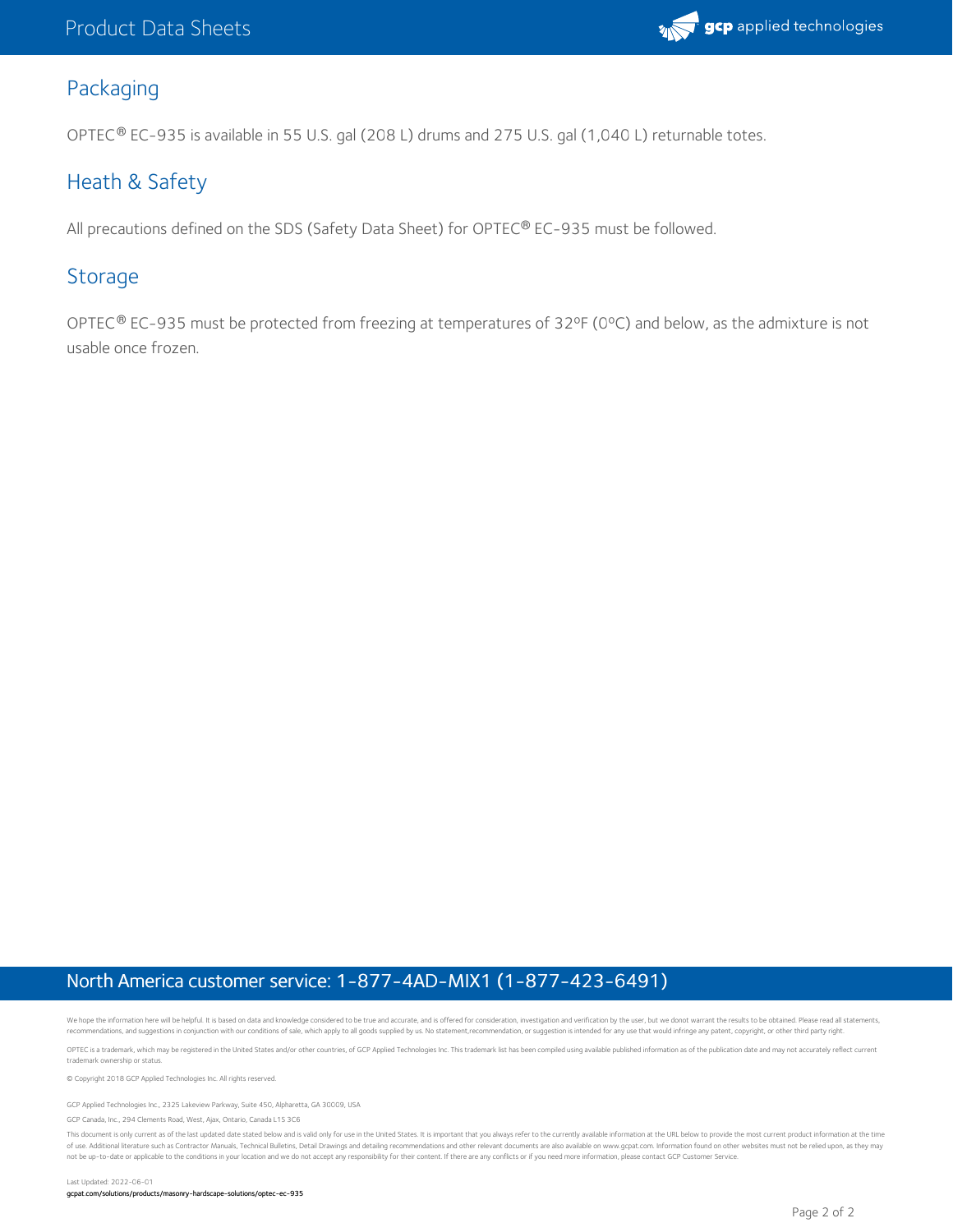## Packaging

OPTEC® EC-935 is available in 55 U.S. gal (208 L) drums and 275 U.S. gal (1,040 L) returnable totes.

## Heath & Safety

All precautions defined on the SDS (Safety Data Sheet) for OPTEC® EC-935 must be followed.

## Storage

OPTEC® EC-935 must be protected from freezing at temperatures of 32ºF (0ºC) and below, as the admixture is not usable once frozen.

North America customer service: 1-877-4AD-MIX1 (1-877-423-6491)

We hope the information here will be helpful. It is based on data and knowledge considered to be true and accurate, and is offered for consideration, investigation and verification by the user, but we donot warrant the results to be obtained. Please read all statements, recommendations, and suggestions in conjunction with our conditions of sale, which apply to all goods supplied by us. No statement,recommendation, or suggestion is intended for any use that would infringe any patent, copyright, or other third party right.

OPTEC is a trademark, which may be registered in the United States and/or other countries, of GCP Applied Technologies Inc. This trademark list has been compiled using available published information as of the publication date and may not accurately reflect current trademark ownership or status.

© Copyright 2018 GCP Applied Technologies Inc. All rights reserved.

GCP Applied Technologies Inc., 2325 Lakeview Parkway, Suite 450, Alpharetta, GA 30009, USA

GCP Canada, Inc., 294 Clements Road, West, Ajax, Ontario, Canada L1S 3C6

This document is only current as of the last updated date stated below and is valid only for use in the United States. It is important that you always refer to the currently available information at the URL below to provide the most current product information at the time of use. Additional literature such as Contractor Manuals, Technical Bulletins, Detail Drawings and detailing recommendations and other relevant documents are also available on www.gcpat.com. Information found on other websites must not be relied upon, as they may not be up-to-date or applicable to the conditions in your location and we do not accept any responsibility for their content. If there are any conflicts or if you need more information, please contact GCP Customer Service.

Last Updated: 2022-06-01

gcpat.com/solutions/products/masonry-hardscape-solutions/optec-ec-935